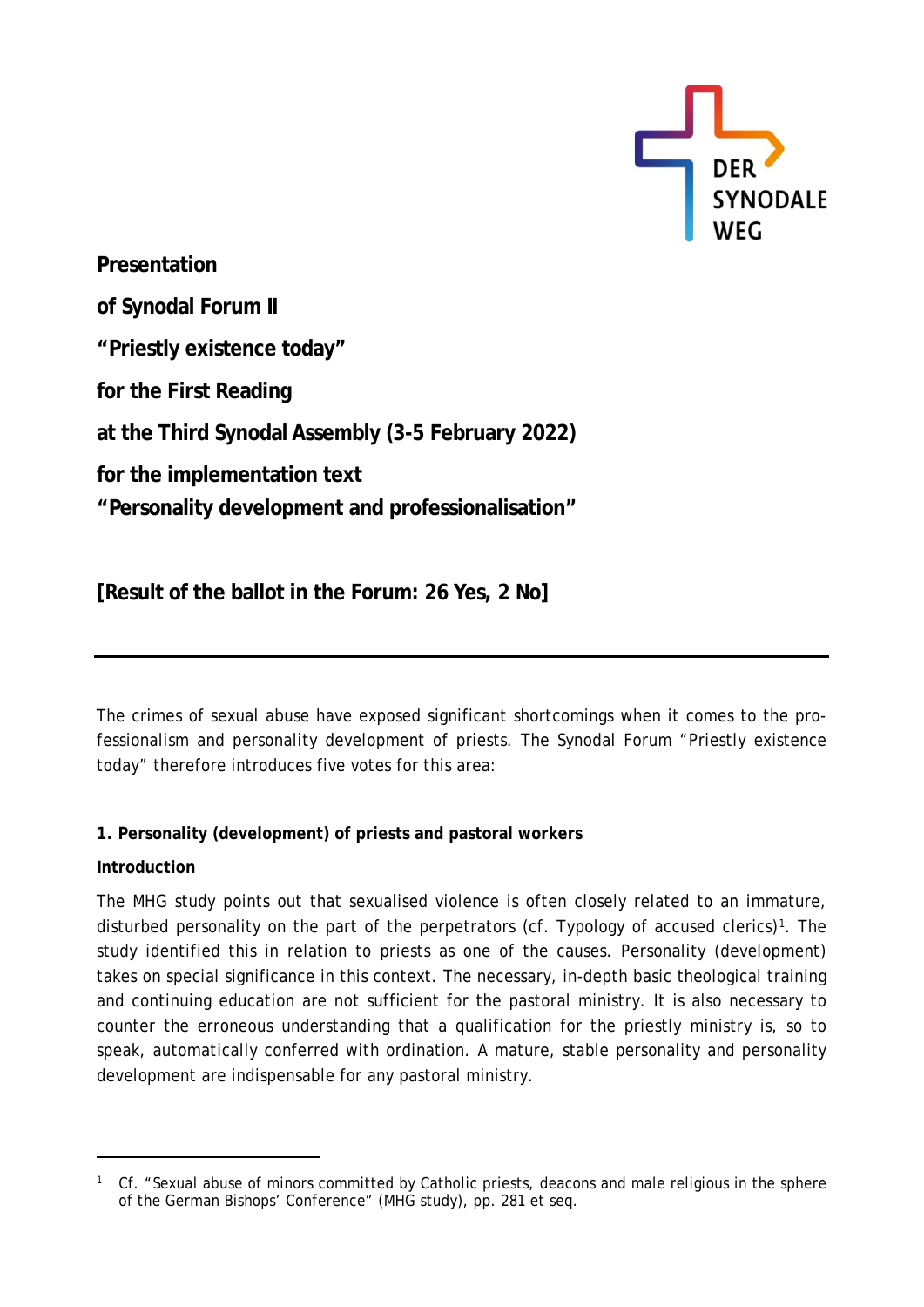**Presentation**

**of Synodal Forum II**

**"Priestly existence today"**

**for the First Reading**

**at the Third Synodal Assembly (3-5 February 2022)**

**for the implementation text**
**"Personality development and professionalisation"**

**[Result of the ballot in the Forum: 26 Yes, 2 No]**

---

The crimes of sexual abuse have exposed significant shortcomings when it comes to the professionalism and personality development of priests. The Synodal Forum "Priestly existence today" therefore introduces five votes for this area:

### 1. Personality (development) of priests and pastoral workers

#### Introduction

The MHG study points out that sexualised violence is often closely related to an immature, disturbed personality on the part of the perpetrators (cf. Typology of accused clerics)[1]. The study identified this in relation to priests as one of the causes. Personality (development) takes on special significance in this context. The necessary, in-depth basic theological training and continuing education are not sufficient for the pastoral ministry. It is also necessary to counter the erroneous understanding that a qualification for the priestly ministry is, so to speak, automatically conferred with ordination. A mature, stable personality and personality development are indispensable for any pastoral ministry.

---

[1] Cf. "Sexual abuse of minors committed by Catholic priests, deacons and male religious in the sphere of the German Bishops' Conference" (MHG study), pp. 281 et seq.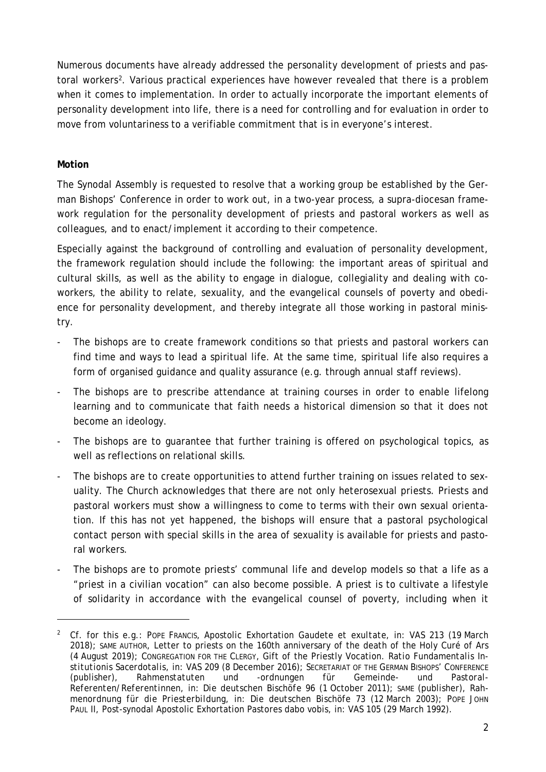Numerous documents have already addressed the personality development of priests and pastoral workers[2]. Various practical experiences have however revealed that there is a problem when it comes to implementation. In order to actually incorporate the important elements of personality development into life, there is a need for controlling and for evaluation in order to move from voluntariness to a verifiable commitment that is in everyone's interest.

**Motion**

The Synodal Assembly is requested to resolve that a working group be established by the German Bishops' Conference in order to work out, in a two-year process, a supra-diocesan framework regulation for the personality development of priests and pastoral workers as well as colleagues, and to enact/implement it according to their competence.

Especially against the background of controlling and evaluation of personality development, the framework regulation should include the following: the important areas of spiritual and cultural skills, as well as the ability to engage in dialogue, collegiality and dealing with co-workers, the ability to relate, sexuality, and the evangelical counsels of poverty and obedience for personality development, and thereby integrate all those working in pastoral ministry.

- The bishops are to create framework conditions so that priests and pastoral workers can find time and ways to lead a spiritual life. At the same time, spiritual life also requires a form of organised guidance and quality assurance (e.g. through annual staff reviews).
- The bishops are to prescribe attendance at training courses in order to enable lifelong learning and to communicate that faith needs a historical dimension so that it does not become an ideology.
- The bishops are to guarantee that further training is offered on psychological topics, as well as reflections on relational skills.
- The bishops are to create opportunities to attend further training on issues related to sexuality. The Church acknowledges that there are not only heterosexual priests. Priests and pastoral workers must show a willingness to come to terms with their own sexual orientation. If this has not yet happened, the bishops will ensure that a pastoral psychological contact person with special skills in the area of sexuality is available for priests and pastoral workers.
- The bishops are to promote priests' communal life and develop models so that a life as a "priest in a civilian vocation" can also become possible. A priest is to cultivate a lifestyle of solidarity in accordance with the evangelical counsel of poverty, including when it

---

[2] Cf. for this e.g.: Pope Francis, Apostolic Exhortation *Gaudete et exultate*, in: VAS 213 (19 March 2018); same author, Letter to priests on the 160th anniversary of the death of the Holy Curé of Ars (4 August 2019); Congregation for the Clergy, Gift of the Priestly Vocation. Ratio Fundamentalis Institutionis Sacerdotalis, in: VAS 209 (8 December 2016); Secretariat of the German Bishops' Conference (publisher), Rahmenstatuten und -ordnungen für Gemeinde- und Pastoral-Referenten/Referentinnen, in: Die deutschen Bischöfe 96 (1 October 2011); same (publisher), Rahmenordnung für die Priesterbildung, in: Die deutschen Bischöfe 73 (12 March 2003); Pope John Paul II, Post-synodal Apostolic Exhortation *Pastores dabo vobis*, in: VAS 105 (29 March 1992).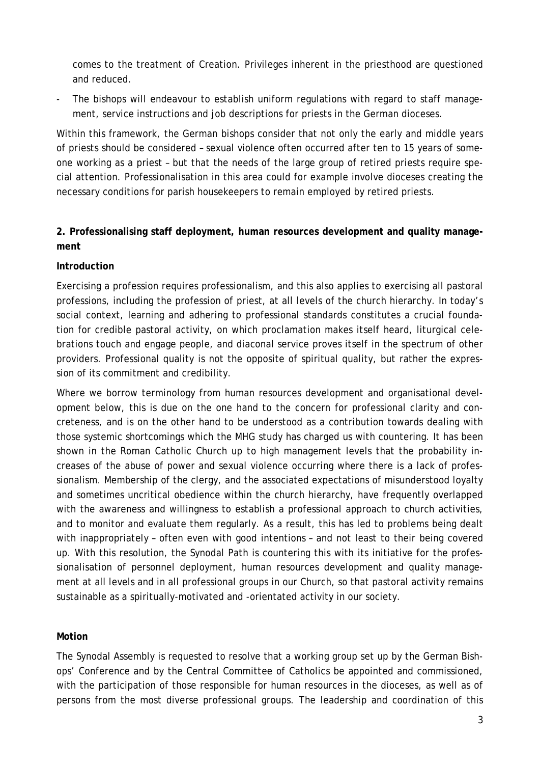comes to the treatment of Creation. Privileges inherent in the priesthood are questioned and reduced.

- The bishops will endeavour to establish uniform regulations with regard to staff management, service instructions and job descriptions for priests in the German dioceses.

Within this framework, the German bishops consider that not only the early and middle years of priests should be considered – sexual violence often occurred after ten to 15 years of someone working as a priest – but that the needs of the large group of retired priests require special attention. Professionalisation in this area could for example involve dioceses creating the necessary conditions for parish housekeepers to remain employed by retired priests.

## 2. Professionalising staff deployment, human resources development and quality management

**Introduction**

Exercising a profession requires professionalism, and this also applies to exercising all pastoral professions, including the profession of priest, at all levels of the church hierarchy. In today's social context, learning and adhering to professional standards constitutes a crucial foundation for credible pastoral activity, on which proclamation makes itself heard, liturgical celebrations touch and engage people, and diaconal service proves itself in the spectrum of other providers. Professional quality is not the opposite of spiritual quality, but rather the expression of its commitment and credibility.

Where we borrow terminology from human resources development and organisational development below, this is due on the one hand to the concern for professional clarity and concreteness, and is on the other hand to be understood as a contribution towards dealing with those systemic shortcomings which the MHG study has charged us with countering. It has been shown in the Roman Catholic Church up to high management levels that the probability increases of the abuse of power and sexual violence occurring where there is a lack of professionalism. Membership of the clergy, and the associated expectations of misunderstood loyalty and sometimes uncritical obedience within the church hierarchy, have frequently overlapped with the awareness and willingness to establish a professional approach to church activities, and to monitor and evaluate them regularly. As a result, this has led to problems being dealt with inappropriately – often even with good intentions – and not least to their being covered up. With this resolution, the Synodal Path is countering this with its initiative for the professionalisation of personnel deployment, human resources development and quality management at all levels and in all professional groups in our Church, so that pastoral activity remains sustainable as a spiritually-motivated and -orientated activity in our society.

**Motion**

The Synodal Assembly is requested to resolve that a working group set up by the German Bishops' Conference and by the Central Committee of Catholics be appointed and commissioned, with the participation of those responsible for human resources in the dioceses, as well as of persons from the most diverse professional groups. The leadership and coordination of this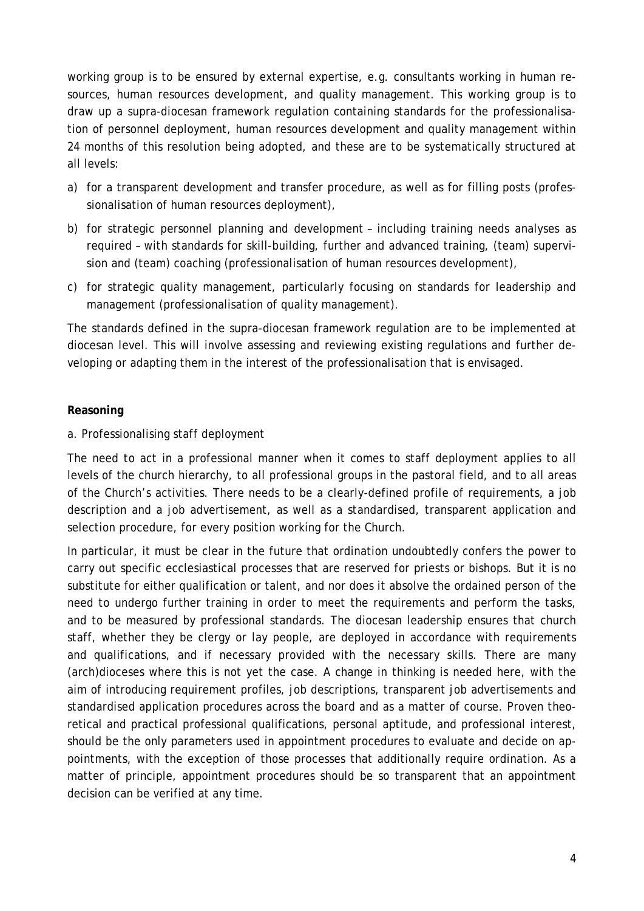working group is to be ensured by external expertise, e.g. consultants working in human resources, human resources development, and quality management. This working group is to draw up a supra-diocesan framework regulation containing standards for the professionalisation of personnel deployment, human resources development and quality management within 24 months of this resolution being adopted, and these are to be systematically structured at all levels:

a) for a transparent development and transfer procedure, as well as for filling posts (professionalisation of human resources deployment),

b) for strategic personnel planning and development – including training needs analyses as required – with standards for skill-building, further and advanced training, (team) supervision and (team) coaching (professionalisation of human resources development),

c) for strategic quality management, particularly focusing on standards for leadership and management (professionalisation of quality management).

The standards defined in the supra-diocesan framework regulation are to be implemented at diocesan level. This will involve assessing and reviewing existing regulations and further developing or adapting them in the interest of the professionalisation that is envisaged.

**Reasoning**

a. Professionalising staff deployment

The need to act in a professional manner when it comes to staff deployment applies to all levels of the church hierarchy, to all professional groups in the pastoral field, and to all areas of the Church's activities. There needs to be a clearly-defined profile of requirements, a job description and a job advertisement, as well as a standardised, transparent application and selection procedure, for every position working for the Church.

In particular, it must be clear in the future that ordination undoubtedly confers the power to carry out specific ecclesiastical processes that are reserved for priests or bishops. But it is no substitute for either qualification or talent, and nor does it absolve the ordained person of the need to undergo further training in order to meet the requirements and perform the tasks, and to be measured by professional standards. The diocesan leadership ensures that church staff, whether they be clergy or lay people, are deployed in accordance with requirements and qualifications, and if necessary provided with the necessary skills. There are many (arch)dioceses where this is not yet the case. A change in thinking is needed here, with the aim of introducing requirement profiles, job descriptions, transparent job advertisements and standardised application procedures across the board and as a matter of course. Proven theoretical and practical professional qualifications, personal aptitude, and professional interest, should be the only parameters used in appointment procedures to evaluate and decide on appointments, with the exception of those processes that additionally require ordination. As a matter of principle, appointment procedures should be so transparent that an appointment decision can be verified at any time.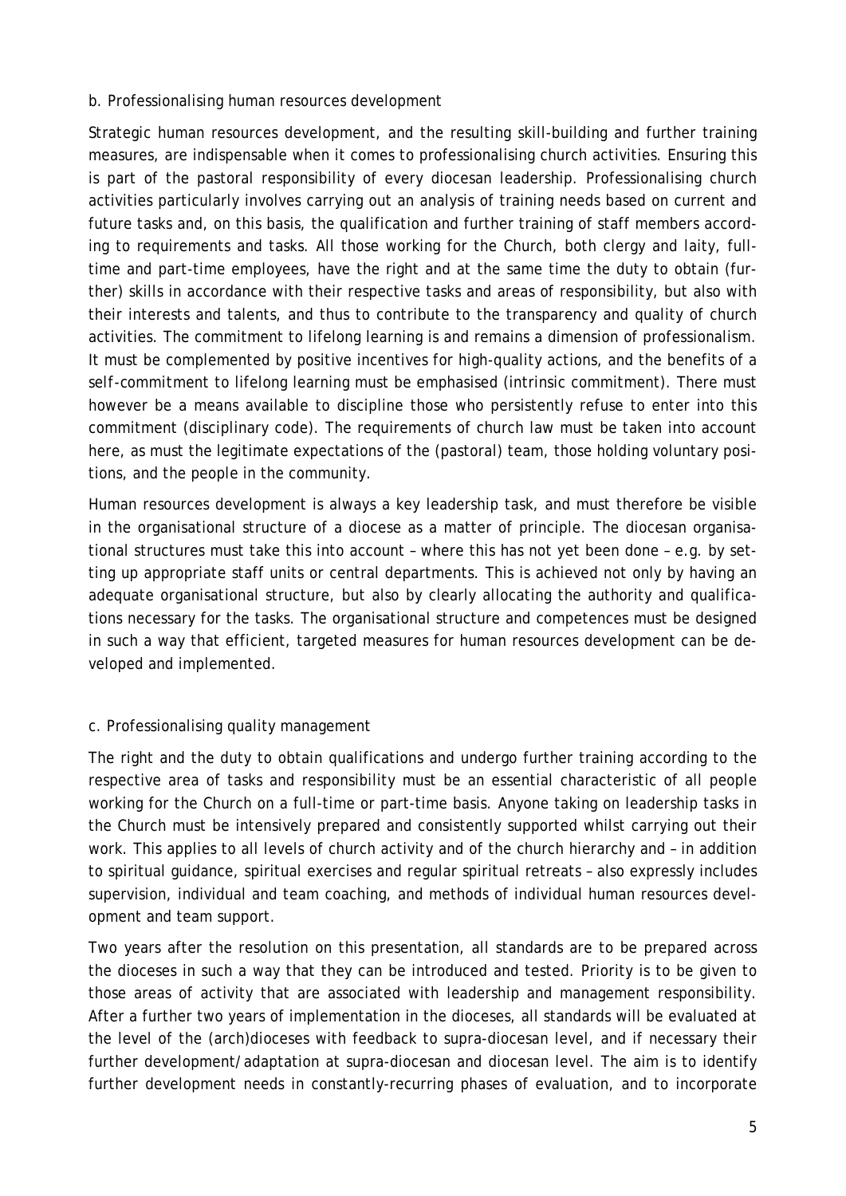### b. Professionalising human resources development

Strategic human resources development, and the resulting skill-building and further training measures, are indispensable when it comes to professionalising church activities. Ensuring this is part of the pastoral responsibility of every diocesan leadership. Professionalising church activities particularly involves carrying out an analysis of training needs based on current and future tasks and, on this basis, the qualification and further training of staff members according to requirements and tasks. All those working for the Church, both clergy and laity, full-time and part-time employees, have the right and at the same time the duty to obtain (further) skills in accordance with their respective tasks and areas of responsibility, but also with their interests and talents, and thus to contribute to the transparency and quality of church activities. The commitment to lifelong learning is and remains a dimension of professionalism. It must be complemented by positive incentives for high-quality actions, and the benefits of a self-commitment to lifelong learning must be emphasised (intrinsic commitment). There must however be a means available to discipline those who persistently refuse to enter into this commitment (disciplinary code). The requirements of church law must be taken into account here, as must the legitimate expectations of the (pastoral) team, those holding voluntary positions, and the people in the community.

Human resources development is always a key leadership task, and must therefore be visible in the organisational structure of a diocese as a matter of principle. The diocesan organisational structures must take this into account – where this has not yet been done – e.g. by setting up appropriate staff units or central departments. This is achieved not only by having an adequate organisational structure, but also by clearly allocating the authority and qualifications necessary for the tasks. The organisational structure and competences must be designed in such a way that efficient, targeted measures for human resources development can be developed and implemented.

### c. Professionalising quality management

The right and the duty to obtain qualifications and undergo further training according to the respective area of tasks and responsibility must be an essential characteristic of all people working for the Church on a full-time or part-time basis. Anyone taking on leadership tasks in the Church must be intensively prepared and consistently supported whilst carrying out their work. This applies to all levels of church activity and of the church hierarchy and – in addition to spiritual guidance, spiritual exercises and regular spiritual retreats – also expressly includes supervision, individual and team coaching, and methods of individual human resources development and team support.

Two years after the resolution on this presentation, all standards are to be prepared across the dioceses in such a way that they can be introduced and tested. Priority is to be given to those areas of activity that are associated with leadership and management responsibility. After a further two years of implementation in the dioceses, all standards will be evaluated at the level of the (arch)dioceses with feedback to supra-diocesan level, and if necessary their further development/adaptation at supra-diocesan and diocesan level. The aim is to identify further development needs in constantly-recurring phases of evaluation, and to incorporate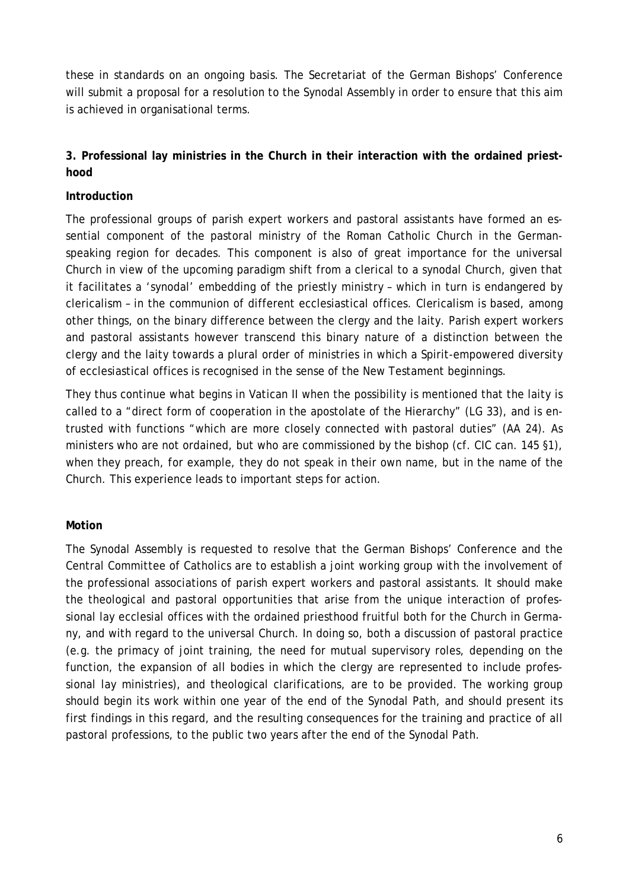these in standards on an ongoing basis. The Secretariat of the German Bishops' Conference will submit a proposal for a resolution to the Synodal Assembly in order to ensure that this aim is achieved in organisational terms.

### 3. Professional lay ministries in the Church in their interaction with the ordained priesthood

**Introduction**

The professional groups of parish expert workers and pastoral assistants have formed an essential component of the pastoral ministry of the Roman Catholic Church in the German-speaking region for decades. This component is also of great importance for the universal Church in view of the upcoming paradigm shift from a clerical to a synodal Church, given that it facilitates a 'synodal' embedding of the priestly ministry – which in turn is endangered by clericalism – in the communion of different ecclesiastical offices. Clericalism is based, among other things, on the binary difference between the clergy and the laity. Parish expert workers and pastoral assistants however transcend this binary nature of a distinction between the clergy and the laity towards a plural order of ministries in which a Spirit-empowered diversity of ecclesiastical offices is recognised in the sense of the New Testament beginnings.

They thus continue what begins in Vatican II when the possibility is mentioned that the laity is called to a "direct form of cooperation in the apostolate of the Hierarchy" (LG 33), and is entrusted with functions "which are more closely connected with pastoral duties" (AA 24). As ministers who are not ordained, but who are commissioned by the bishop (cf. CIC can. 145 §1), when they preach, for example, they do not speak in their own name, but in the name of the Church. This experience leads to important steps for action.

**Motion**

The Synodal Assembly is requested to resolve that the German Bishops' Conference and the Central Committee of Catholics are to establish a joint working group with the involvement of the professional associations of parish expert workers and pastoral assistants. It should make the theological and pastoral opportunities that arise from the unique interaction of professional lay ecclesial offices with the ordained priesthood fruitful both for the Church in Germany, and with regard to the universal Church. In doing so, both a discussion of pastoral practice (e.g. the primacy of joint training, the need for mutual supervisory roles, depending on the function, the expansion of all bodies in which the clergy are represented to include professional lay ministries), and theological clarifications, are to be provided. The working group should begin its work within one year of the end of the Synodal Path, and should present its first findings in this regard, and the resulting consequences for the training and practice of all pastoral professions, to the public two years after the end of the Synodal Path.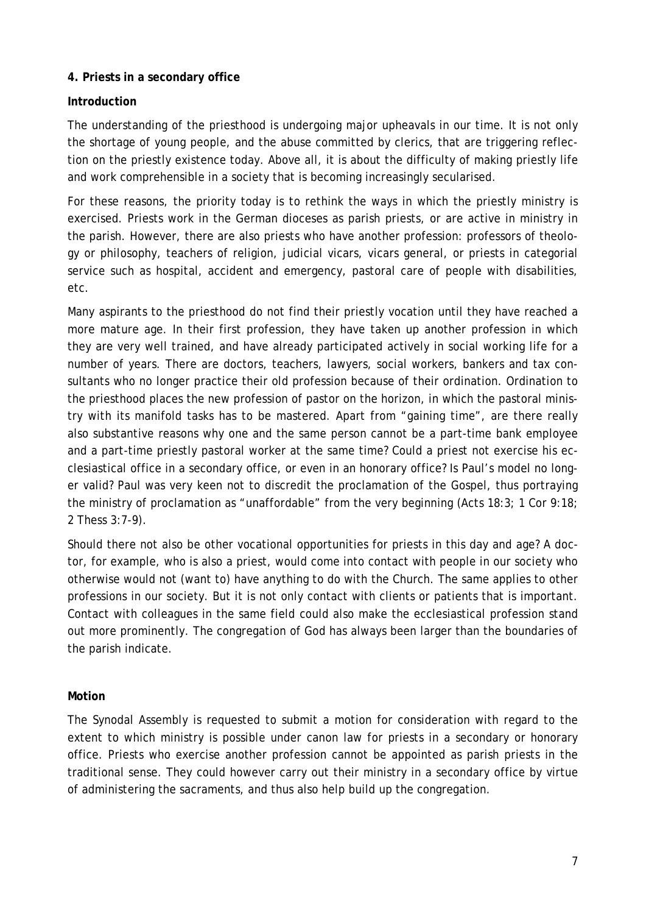**4. Priests in a secondary office**

**Introduction**

The understanding of the priesthood is undergoing major upheavals in our time. It is not only the shortage of young people, and the abuse committed by clerics, that are triggering reflection on the priestly existence today. Above all, it is about the difficulty of making priestly life and work comprehensible in a society that is becoming increasingly secularised.

For these reasons, the priority today is to rethink the ways in which the priestly ministry is exercised. Priests work in the German dioceses as parish priests, or are active in ministry in the parish. However, there are also priests who have another profession: professors of theology or philosophy, teachers of religion, judicial vicars, vicars general, or priests in categorial service such as hospital, accident and emergency, pastoral care of people with disabilities, etc.

Many aspirants to the priesthood do not find their priestly vocation until they have reached a more mature age. In their first profession, they have taken up another profession in which they are very well trained, and have already participated actively in social working life for a number of years. There are doctors, teachers, lawyers, social workers, bankers and tax consultants who no longer practice their old profession because of their ordination. Ordination to the priesthood places the new profession of pastor on the horizon, in which the pastoral ministry with its manifold tasks has to be mastered. Apart from "gaining time", are there really also substantive reasons why one and the same person cannot be a part-time bank employee and a part-time priestly pastoral worker at the same time? Could a priest not exercise his ecclesiastical office in a secondary office, or even in an honorary office? Is Paul's model no longer valid? Paul was very keen not to discredit the proclamation of the Gospel, thus portraying the ministry of proclamation as "unaffordable" from the very beginning (Acts 18:3; 1 Cor 9:18; 2 Thess 3:7-9).

Should there not also be other vocational opportunities for priests in this day and age? A doctor, for example, who is also a priest, would come into contact with people in our society who otherwise would not (want to) have anything to do with the Church. The same applies to other professions in our society. But it is not only contact with clients or patients that is important. Contact with colleagues in the same field could also make the ecclesiastical profession stand out more prominently. The congregation of God has always been larger than the boundaries of the parish indicate.

**Motion**

The Synodal Assembly is requested to submit a motion for consideration with regard to the extent to which ministry is possible under canon law for priests in a secondary or honorary office. Priests who exercise another profession cannot be appointed as parish priests in the traditional sense. They could however carry out their ministry in a secondary office by virtue of administering the sacraments, and thus also help build up the congregation.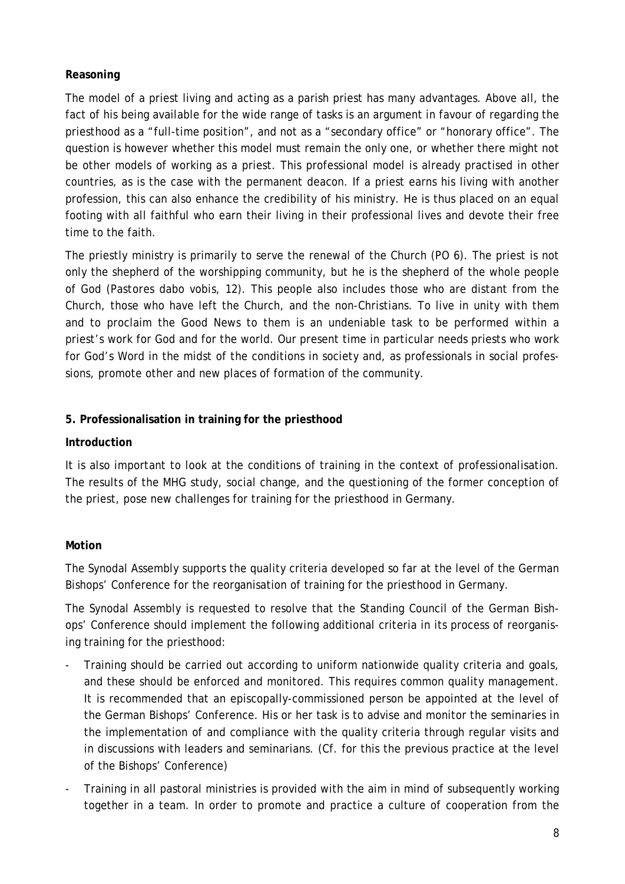**Reasoning**

The model of a priest living and acting as a parish priest has many advantages. Above all, the fact of his being available for the wide range of tasks is an argument in favour of regarding the priesthood as a "full-time position", and not as a "secondary office" or "honorary office". The question is however whether this model must remain the only one, or whether there might not be other models of working as a priest. This professional model is already practised in other countries, as is the case with the permanent deacon. If a priest earns his living with another profession, this can also enhance the credibility of his ministry. He is thus placed on an equal footing with all faithful who earn their living in their professional lives and devote their free time to the faith.

The priestly ministry is primarily to serve the renewal of the Church (PO 6). The priest is not only the shepherd of the worshipping community, but he is the shepherd of the whole people of God (Pastores dabo vobis, 12). This people also includes those who are distant from the Church, those who have left the Church, and the non-Christians. To live in unity with them and to proclaim the Good News to them is an undeniable task to be performed within a priest's work for God and for the world. Our present time in particular needs priests who work for God's Word in the midst of the conditions in society and, as professionals in social professions, promote other and new places of formation of the community.

## 5. Professionalisation in training for the priesthood

**Introduction**

It is also important to look at the conditions of training in the context of professionalisation. The results of the MHG study, social change, and the questioning of the former conception of the priest, pose new challenges for training for the priesthood in Germany.

**Motion**

The Synodal Assembly supports the quality criteria developed so far at the level of the German Bishops' Conference for the reorganisation of training for the priesthood in Germany.

The Synodal Assembly is requested to resolve that the Standing Council of the German Bishops' Conference should implement the following additional criteria in its process of reorganising training for the priesthood:

- Training should be carried out according to uniform nationwide quality criteria and goals, and these should be enforced and monitored. This requires common quality management. It is recommended that an episcopally-commissioned person be appointed at the level of the German Bishops' Conference. His or her task is to advise and monitor the seminaries in the implementation of and compliance with the quality criteria through regular visits and in discussions with leaders and seminarians. (Cf. for this the previous practice at the level of the Bishops' Conference)
- Training in all pastoral ministries is provided with the aim in mind of subsequently working together in a team. In order to promote and practice a culture of cooperation from the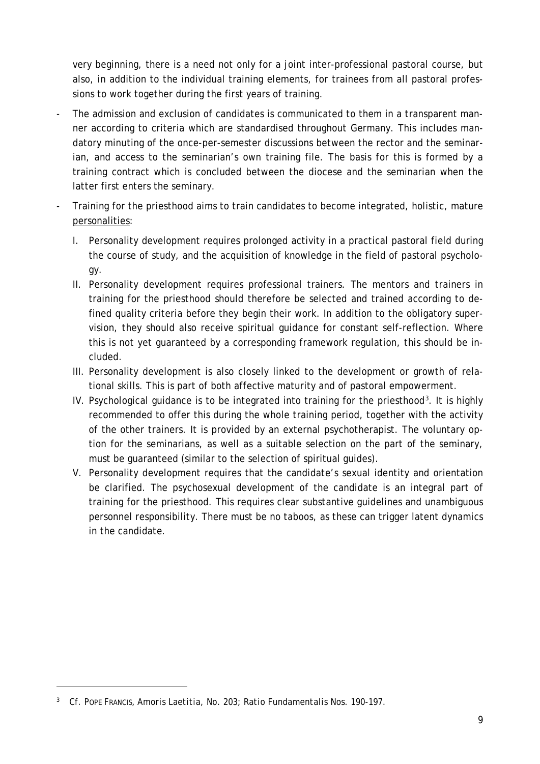very beginning, there is a need not only for a joint inter-professional pastoral course, but also, in addition to the individual training elements, for trainees from all pastoral professions to work together during the first years of training.

- The admission and exclusion of candidates is communicated to them in a transparent manner according to criteria which are standardised throughout Germany. This includes mandatory minuting of the once-per-semester discussions between the rector and the seminarian, and access to the seminarian's own training file. The basis for this is formed by a training contract which is concluded between the diocese and the seminarian when the latter first enters the seminary.
- Training for the priesthood aims to train candidates to become integrated, holistic, mature <u>personalities</u>:
    I. Personality development requires prolonged activity in a practical pastoral field during the course of study, and the acquisition of knowledge in the field of pastoral psychology.
    II. Personality development requires professional trainers. The mentors and trainers in training for the priesthood should therefore be selected and trained according to defined quality criteria before they begin their work. In addition to the obligatory supervision, they should also receive spiritual guidance for constant self-reflection. Where this is not yet guaranteed by a corresponding framework regulation, this should be included.
    III. Personality development is also closely linked to the development or growth of relational skills. This is part of both affective maturity and of pastoral empowerment.
    IV. Psychological guidance is to be integrated into training for the priesthood[3]. It is highly recommended to offer this during the whole training period, together with the activity of the other trainers. It is provided by an external psychotherapist. The voluntary option for the seminarians, as well as a suitable selection on the part of the seminary, must be guaranteed (similar to the selection of spiritual guides).
    V. Personality development requires that the candidate's sexual identity and orientation be clarified. The psychosexual development of the candidate is an integral part of training for the priesthood. This requires clear substantive guidelines and unambiguous personnel responsibility. There must be no taboos, as these can trigger latent dynamics in the candidate.

---

[3] Cf. POPE FRANCIS, *Amoris Laetitia*, No. 203; *Ratio Fundamentalis* Nos. 190-197.